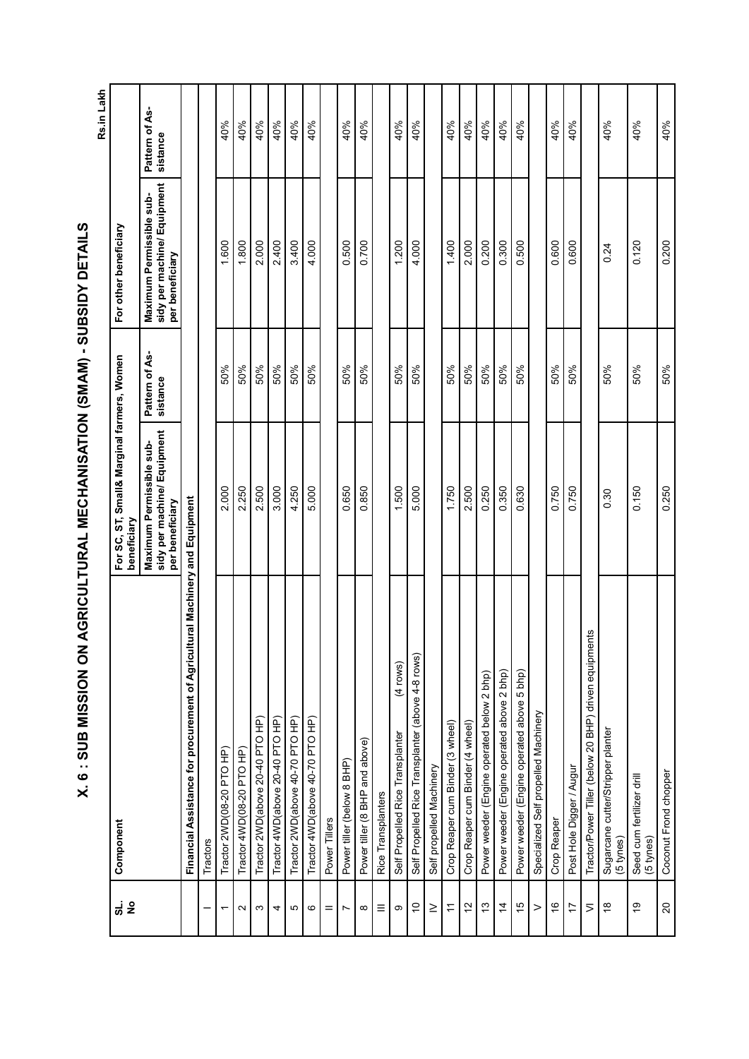# X. 6 : SUB MISSION ON AGRICULTURAL MECHANISATION (SMAM) - SUBSIDY DETAILS

Rs.in Lakh

| SL. No | Component | For SC, ST, Small& Marginal farmers, Women beneficiary | | For other beneficiary | |
|---|---|---|---|---|---|
| | | Maximum Permissible subsidy per machine/ Equipment per beneficiary | Pattern of Assistance | Maximum Permissible subsidy per machine/ Equipment per beneficiary | Pattern of Assistance |
| | **Financial Assistance for procurement of Agricultural Machinery and Equipment** | | | | |
| I | Tractors | | | | |
| 1 | Tractor 2WD(08-20 PTO HP) | 2.000 | 50% | 1.600 | 40% |
| 2 | Tractor 4WD(08-20 PTO HP) | 2.250 | 50% | 1.800 | 40% |
| 3 | Tractor 2WD(above 20-40 PTO HP) | 2.500 | 50% | 2.000 | 40% |
| 4 | Tractor 4WD(above 20-40 PTO HP) | 3.000 | 50% | 2.400 | 40% |
| 5 | Tractor 2WD(above 40-70 PTO HP) | 4.250 | 50% | 3.400 | 40% |
| 6 | Tractor 4WD(above 40-70 PTO HP) | 5.000 | 50% | 4.000 | 40% |
| II | Power Tillers | | | | |
| 7 | Power tiller (below 8 BHP) | 0.650 | 50% | 0.500 | 40% |
| 8 | Power tiller (8 BHP and above) | 0.850 | 50% | 0.700 | 40% |
| III | Rice Transplanters | | | | |
| 9 | Self Propelled Rice Transplanter (4 rows) | 1.500 | 50% | 1.200 | 40% |
| 10 | Self Propelled Rice Transplanter (above 4-8 rows) | 5.000 | 50% | 4.000 | 40% |
| IV | Self propelled Machinery | | | | |
| 11 | Crop Reaper cum Binder (3 wheel) | 1.750 | 50% | 1.400 | 40% |
| 12 | Crop Reaper cum Binder (4 wheel) | 2.500 | 50% | 2.000 | 40% |
| 13 | Power weeder (Engine operated below 2 bhp) | 0.250 | 50% | 0.200 | 40% |
| 14 | Power weeder (Engine operated above 2 bhp) | 0.350 | 50% | 0.300 | 40% |
| 15 | Power weeder (Engine operated above 5 bhp) | 0.630 | 50% | 0.500 | 40% |
| V | Specialized Self propelled Machinery | | | | |
| 16 | Crop Reaper | 0.750 | 50% | 0.600 | 40% |
| 17 | Post Hole Digger / Augur | 0.750 | 50% | 0.600 | 40% |
| VI | Tractor/Power Tiller (below 20 BHP) driven equipments | | | | |
| 18 | Sugarcane cutter/Stripper planter (5 tynes) | 0.30 | 50% | 0.24 | 40% |
| 19 | Seed cum fertilizer drill (5 tynes) | 0.150 | 50% | 0.120 | 40% |
| 20 | Coconut Frond chopper | 0.250 | 50% | 0.200 | 40% |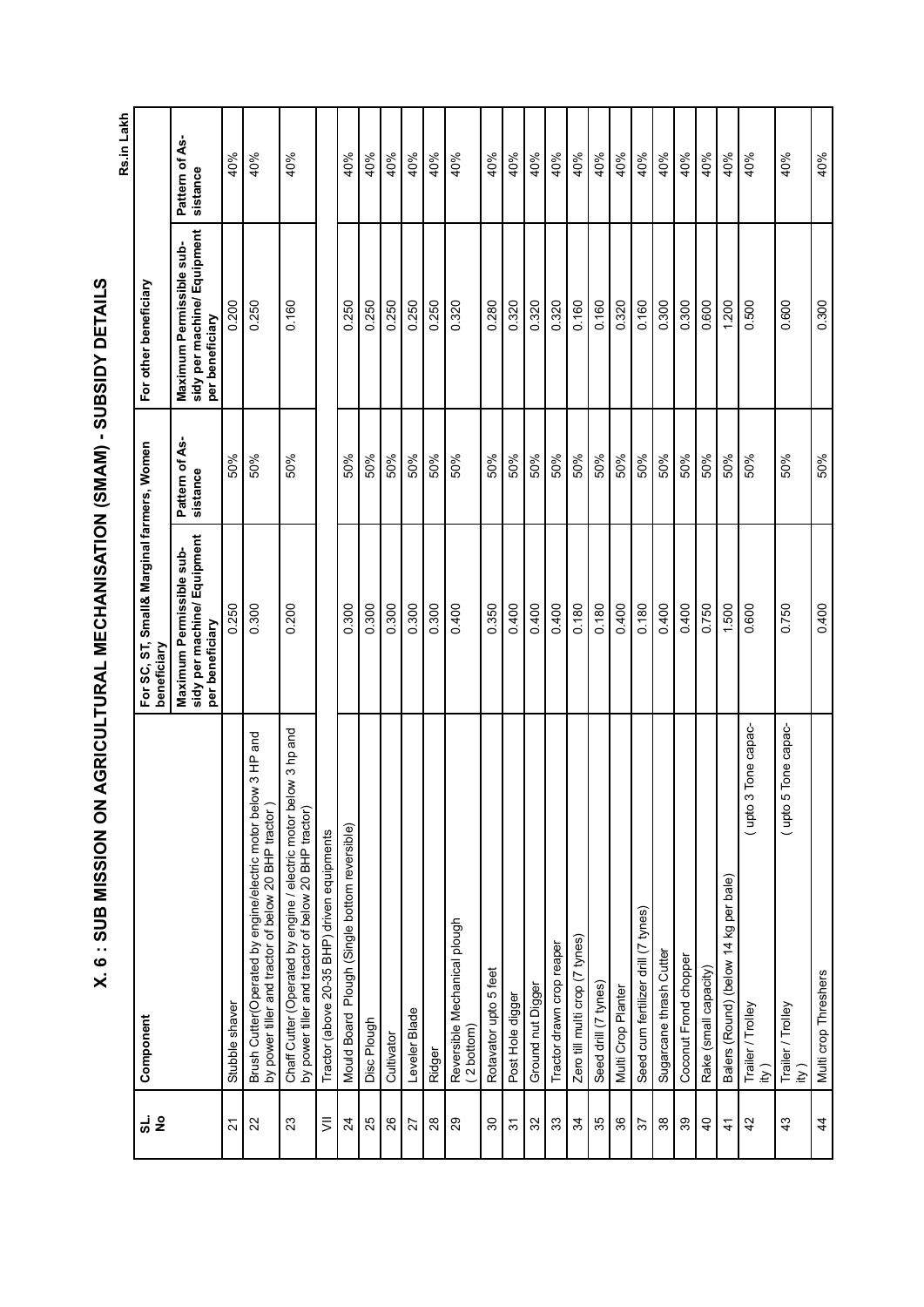# X. 6 : SUB MISSION ON AGRICULTURAL MECHANISATION (SMAM) - SUBSIDY DETAILS

Rs.in Lakh

| SL. No | Component | For SC, ST, Small& Marginal farmers, Women beneficiary | | For other beneficiary | |
|---|---|---|---|---|---|
| | | Maximum Permissible subsidy per machine/ Equipment per beneficiary | Pattern of Assistance | Maximum Permissible subsidy per machine/ Equipment per beneficiary | Pattern of Assistance |
| 21 | Stubble shaver | 0.250 | 50% | 0.200 | 40% |
| 22 | Brush Cutter(Operated by engine/electric motor below 3 HP and by power tiller and tractor of below 20 BHP tractor ) | 0.300 | 50% | 0.250 | 40% |
| 23 | Chaff Cutter (Operated by engine / electric motor below 3 hp and by power tiller and tractor of below 20 BHP tractor) | 0.200 | 50% | 0.160 | 40% |
| VII | Tractor (above 20-35 BHP) driven equipments | | | | |
| 24 | Mould Board Plough (Single bottom reversible) | 0.300 | 50% | 0.250 | 40% |
| 25 | Disc Plough | 0.300 | 50% | 0.250 | 40% |
| 26 | Cultivator | 0.300 | 50% | 0.250 | 40% |
| 27 | Leveler Blade | 0.300 | 50% | 0.250 | 40% |
| 28 | Ridger | 0.300 | 50% | 0.250 | 40% |
| 29 | Reversible Mechanical plough ( 2 bottom) | 0.400 | 50% | 0.320 | 40% |
| 30 | Rotavator upto 5 feet | 0.350 | 50% | 0.280 | 40% |
| 31 | Post Hole digger | 0.400 | 50% | 0.320 | 40% |
| 32 | Ground nut Digger | 0.400 | 50% | 0.320 | 40% |
| 33 | Tractor drawn crop reaper | 0.400 | 50% | 0.320 | 40% |
| 34 | Zero till multi crop (7 tynes) | 0.180 | 50% | 0.160 | 40% |
| 35 | Seed drill (7 tynes) | 0.180 | 50% | 0.160 | 40% |
| 36 | Multi Crop Planter | 0.400 | 50% | 0.320 | 40% |
| 37 | Seed cum fertilizer drill (7 tynes) | 0.180 | 50% | 0.160 | 40% |
| 38 | Sugarcane thrash Cutter | 0.400 | 50% | 0.300 | 40% |
| 39 | Coconut Frond chopper | 0.400 | 50% | 0.300 | 40% |
| 40 | Rake (small capacity) | 0.750 | 50% | 0.600 | 40% |
| 41 | Balers (Round) (below 14 kg per bale) | 1.500 | 50% | 1.200 | 40% |
| 42 | Trailer / Trolley ( upto 3 Tone capacity ) | 0.600 | 50% | 0.500 | 40% |
| 43 | Trailer / Trolley ( upto 5 Tone capacity ) | 0.750 | 50% | 0.600 | 40% |
| 44 | Multi crop Threshers | 0.400 | 50% | 0.300 | 40% |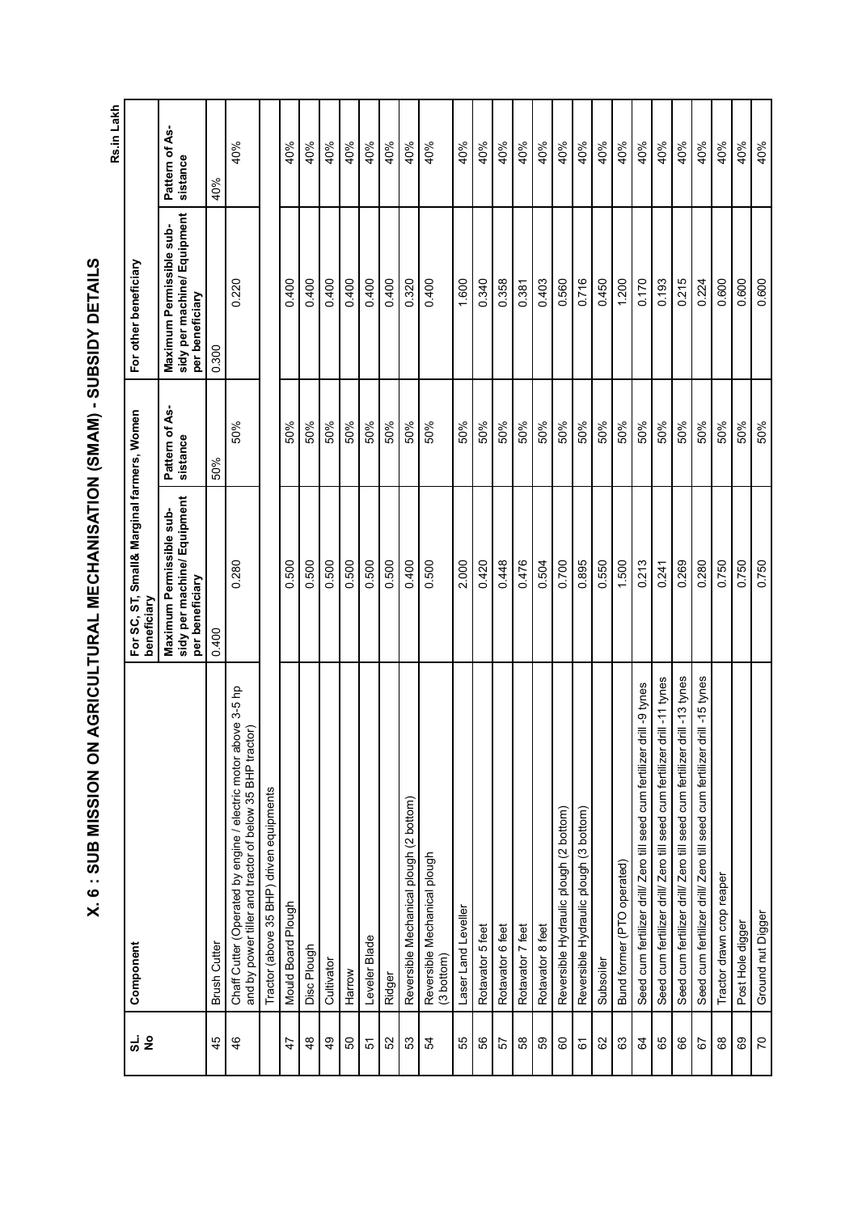# X. 6 : SUB MISSION ON AGRICULTURAL MECHANISATION (SMAM) - SUBSIDY DETAILS

Rs.in Lakh

| SL. No | Component | For SC, ST, Small& Marginal farmers, Women beneficiary | | For other beneficiary | |
|---|---|---|---|---|---|
| | | Maximum Permissible subsidy per machine/ Equipment per beneficiary | Pattern of Assistance | Maximum Permissible subsidy per machine/ Equipment per beneficiary | Pattern of Assistance |
| 45 | Brush Cutter | 0.400 | 50% | 0.300 | 40% |
| 46 | Chaff Cutter (Operated by engine / electric motor above 3-5 hp and by power tiller and tractor of below 35 BHP tractor) | 0.280 | 50% | 0.220 | 40% |
| | Tractor (above 35 BHP) driven equipments | | | | |
| 47 | Mould Board Plough | 0.500 | 50% | 0.400 | 40% |
| 48 | Disc Plough | 0.500 | 50% | 0.400 | 40% |
| 49 | Cultivator | 0.500 | 50% | 0.400 | 40% |
| 50 | Harrow | 0.500 | 50% | 0.400 | 40% |
| 51 | Leveler Blade | 0.500 | 50% | 0.400 | 40% |
| 52 | Ridger | 0.500 | 50% | 0.400 | 40% |
| 53 | Reversible Mechanical plough (2 bottom) | 0.400 | 50% | 0.320 | 40% |
| 54 | Reversible Mechanical plough (3 bottom) | 0.500 | 50% | 0.400 | 40% |
| 55 | Laser Land Leveller | 2.000 | 50% | 1.600 | 40% |
| 56 | Rotavator 5 feet | 0.420 | 50% | 0.340 | 40% |
| 57 | Rotavator 6 feet | 0.448 | 50% | 0.358 | 40% |
| 58 | Rotavator 7 feet | 0.476 | 50% | 0.381 | 40% |
| 59 | Rotavator 8 feet | 0.504 | 50% | 0.403 | 40% |
| 60 | Reversible Hydraulic plough (2 bottom) | 0.700 | 50% | 0.560 | 40% |
| 61 | Reversible Hydraulic plough (3 bottom) | 0.895 | 50% | 0.716 | 40% |
| 62 | Subsoiler | 0.550 | 50% | 0.450 | 40% |
| 63 | Bund former (PTO operated) | 1.500 | 50% | 1.200 | 40% |
| 64 | Seed cum fertilizer drill/ Zero till seed cum fertilizer drill -9 tynes | 0.213 | 50% | 0.170 | 40% |
| 65 | Seed cum fertilizer drill/ Zero till seed cum fertilizer drill -11 tynes | 0.241 | 50% | 0.193 | 40% |
| 66 | Seed cum fertilizer drill/ Zero till seed cum fertilizer drill -13 tynes | 0.269 | 50% | 0.215 | 40% |
| 67 | Seed cum fertilizer drill/ Zero till seed cum fertilizer drill -15 tynes | 0.280 | 50% | 0.224 | 40% |
| 68 | Tractor drawn crop reaper | 0.750 | 50% | 0.600 | 40% |
| 69 | Post Hole digger | 0.750 | 50% | 0.600 | 40% |
| 70 | Ground nut Digger | 0.750 | 50% | 0.600 | 40% |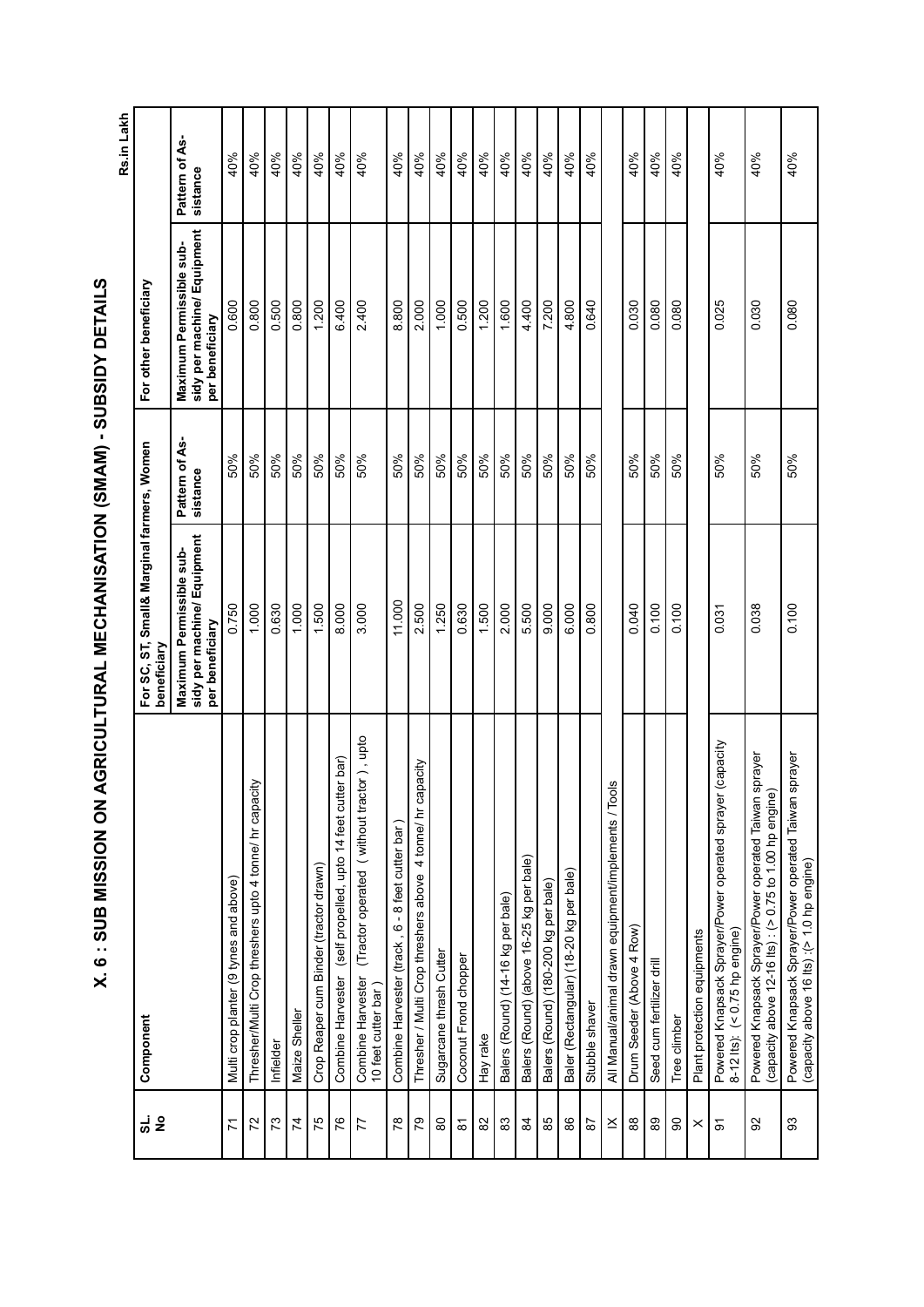# X. 6 : SUB MISSION ON AGRICULTURAL MECHANISATION (SMAM) - SUBSIDY DETAILS

Rs.in Lakh

| SL. No | Component | For SC, ST, Small& Marginal farmers, Women beneficiary | | For other beneficiary | |
|---|---|---|---|---|---|
| | | Maximum Permissible subsidy per machine/ Equipment per beneficiary | Pattern of Assistance | Maximum Permissible subsidy per machine/ Equipment per beneficiary | Pattern of Assistance |
| 71 | Multi crop planter (9 tynes and above) | 0.750 | 50% | 0.600 | 40% |
| 72 | Thresher/Multi Crop threshers upto 4 tonne/ hr capacity | 1.000 | 50% | 0.800 | 40% |
| 73 | Infielder | 0.630 | 50% | 0.500 | 40% |
| 74 | Maize Sheller | 1.000 | 50% | 0.800 | 40% |
| 75 | Crop Reaper cum Binder (tractor drawn) | 1.500 | 50% | 1.200 | 40% |
| 76 | Combine Harvester (self propelled, upto 14 feet cutter bar) | 8.000 | 50% | 6.400 | 40% |
| 77 | Combine Harvester (Tractor operated ( without tractor ) , upto 10 feet cutter bar ) | 3.000 | 50% | 2.400 | 40% |
| 78 | Combine Harvester (track , 6 - 8 feet cutter bar ) | 11.000 | 50% | 8.800 | 40% |
| 79 | Thresher / Multi Crop threshers above 4 tonne/ hr capacity | 2.500 | 50% | 2.000 | 40% |
| 80 | Sugarcane thrash Cutter | 1.250 | 50% | 1.000 | 40% |
| 81 | Coconut Frond chopper | 0.630 | 50% | 0.500 | 40% |
| 82 | Hay rake | 1.500 | 50% | 1.200 | 40% |
| 83 | Balers (Round) (14-16 kg per bale) | 2.000 | 50% | 1.600 | 40% |
| 84 | Balers (Round) (above 16-25 kg per bale) | 5.500 | 50% | 4.400 | 40% |
| 85 | Balers (Round) (180-200 kg per bale) | 9.000 | 50% | 7.200 | 40% |
| 86 | Baler (Rectangular) (18-20 kg per bale) | 6.000 | 50% | 4.800 | 40% |
| 87 | Stubble shaver | 0.800 | 50% | 0.640 | 40% |
| IX | All Manual/animal drawn equipment/implements / Tools | | | | |
| 88 | Drum Seeder (Above 4 Row) | 0.040 | 50% | 0.030 | 40% |
| 89 | Seed cum fertilizer drill | 0.100 | 50% | 0.080 | 40% |
| 90 | Tree climber | 0.100 | 50% | 0.080 | 40% |
| X | Plant protection equipments | | | | |
| 91 | Powered Knapsack Sprayer/Power operated sprayer (capacity 8-12 lts): (< 0.75 hp engine) | 0.031 | 50% | 0.025 | 40% |
| 92 | Powered Knapsack Sprayer/Power operated Taiwan sprayer (capacity above 12-16 lts) : (> 0.75 to 1.00 hp engine) | 0.038 | 50% | 0.030 | 40% |
| 93 | Powered Knapsack Sprayer/Power operated Taiwan sprayer (capacity above 16 lts) :(> 1.0 hp engine) | 0.100 | 50% | 0.080 | 40% |